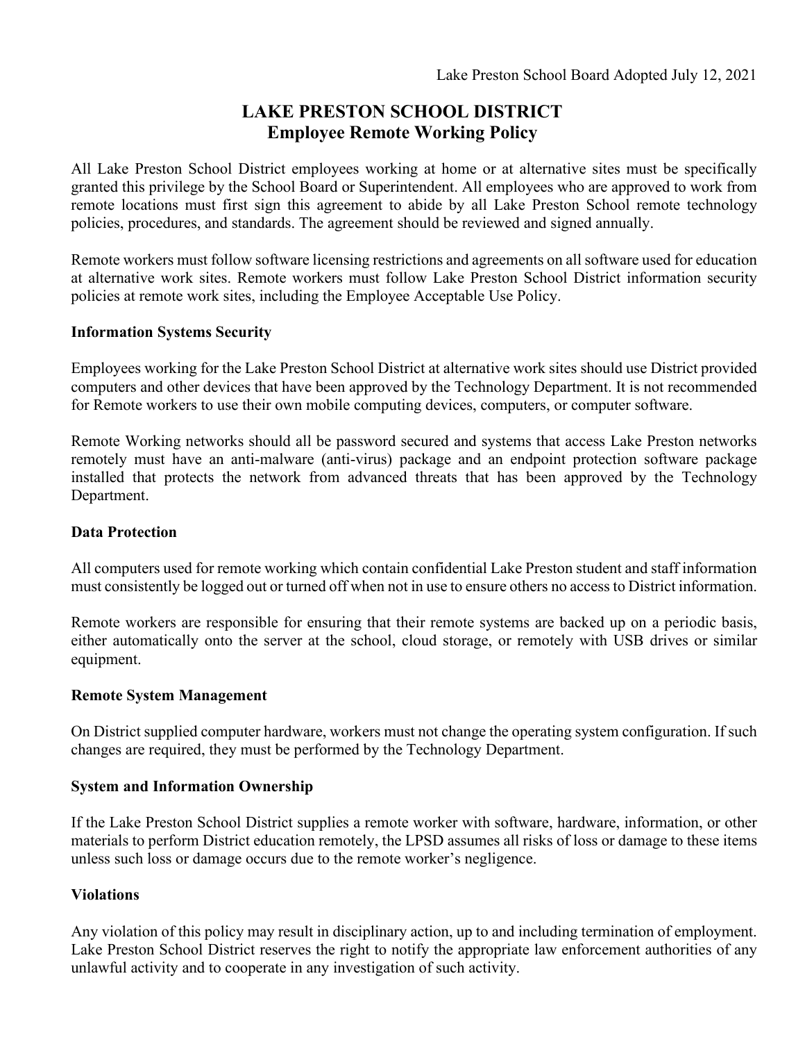Lake Preston School Board Adopted July 12, 2021

# LAKE PRESTON SCHOOL DISTRICT
## Employee Remote Working Policy

All Lake Preston School District employees working at home or at alternative sites must be specifically granted this privilege by the School Board or Superintendent. All employees who are approved to work from remote locations must first sign this agreement to abide by all Lake Preston School remote technology policies, procedures, and standards. The agreement should be reviewed and signed annually.

Remote workers must follow software licensing restrictions and agreements on all software used for education at alternative work sites. Remote workers must follow Lake Preston School District information security policies at remote work sites, including the Employee Acceptable Use Policy.

**Information Systems Security**

Employees working for the Lake Preston School District at alternative work sites should use District provided computers and other devices that have been approved by the Technology Department. It is not recommended for Remote workers to use their own mobile computing devices, computers, or computer software.

Remote Working networks should all be password secured and systems that access Lake Preston networks remotely must have an anti-malware (anti-virus) package and an endpoint protection software package installed that protects the network from advanced threats that has been approved by the Technology Department.

**Data Protection**

All computers used for remote working which contain confidential Lake Preston student and staff information must consistently be logged out or turned off when not in use to ensure others no access to District information.

Remote workers are responsible for ensuring that their remote systems are backed up on a periodic basis, either automatically onto the server at the school, cloud storage, or remotely with USB drives or similar equipment.

**Remote System Management**

On District supplied computer hardware, workers must not change the operating system configuration. If such changes are required, they must be performed by the Technology Department.

**System and Information Ownership**

If the Lake Preston School District supplies a remote worker with software, hardware, information, or other materials to perform District education remotely, the LPSD assumes all risks of loss or damage to these items unless such loss or damage occurs due to the remote worker's negligence.

**Violations**

Any violation of this policy may result in disciplinary action, up to and including termination of employment. Lake Preston School District reserves the right to notify the appropriate law enforcement authorities of any unlawful activity and to cooperate in any investigation of such activity.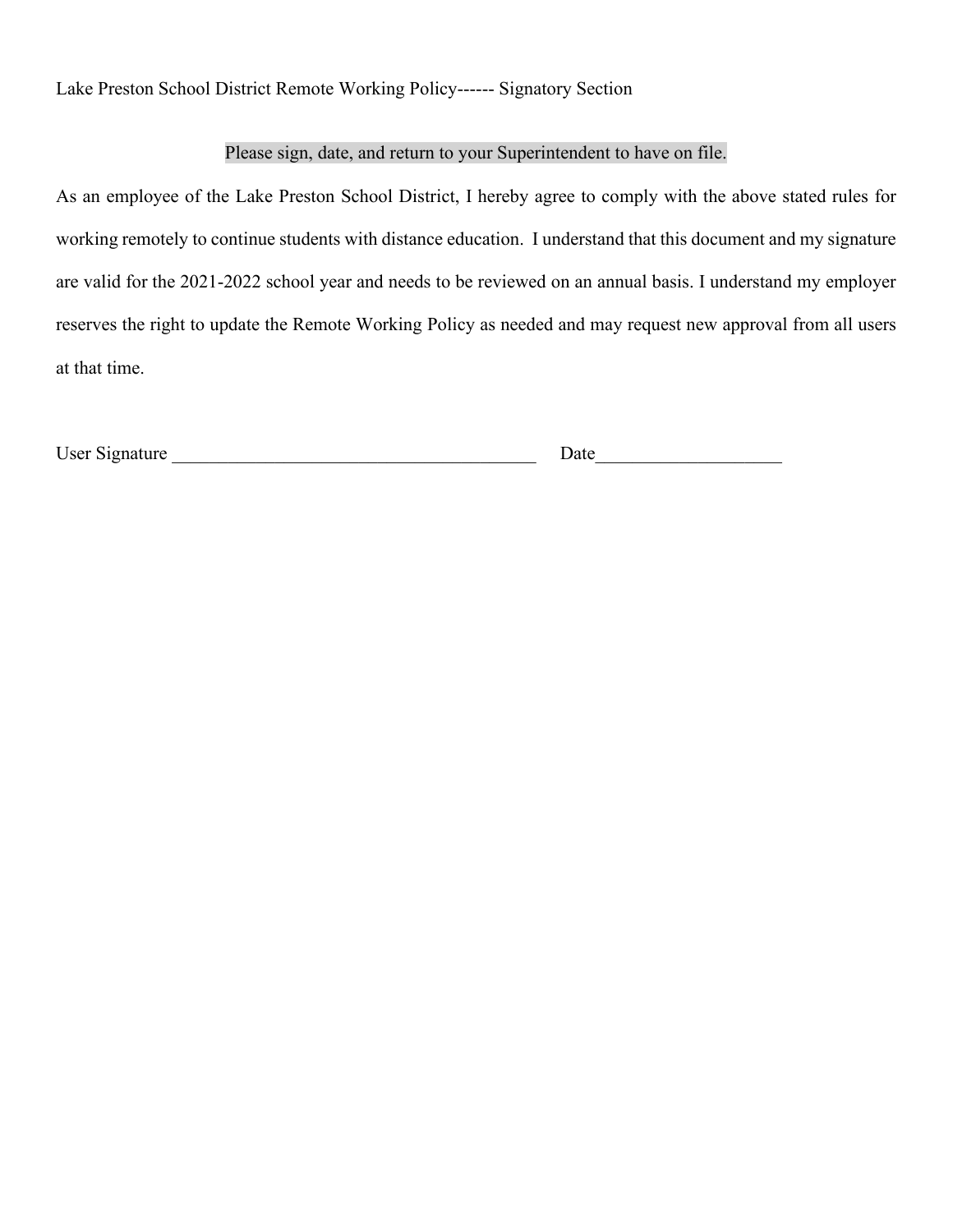Lake Preston School District Remote Working Policy------ Signatory Section

Please sign, date, and return to your Superintendent to have on file.

As an employee of the Lake Preston School District, I hereby agree to comply with the above stated rules for working remotely to continue students with distance education. I understand that this document and my signature are valid for the 2021-2022 school year and needs to be reviewed on an annual basis. I understand my employer reserves the right to update the Remote Working Policy as needed and may request new approval from all users at that time.

User Signature ________________________________________ Date____________________